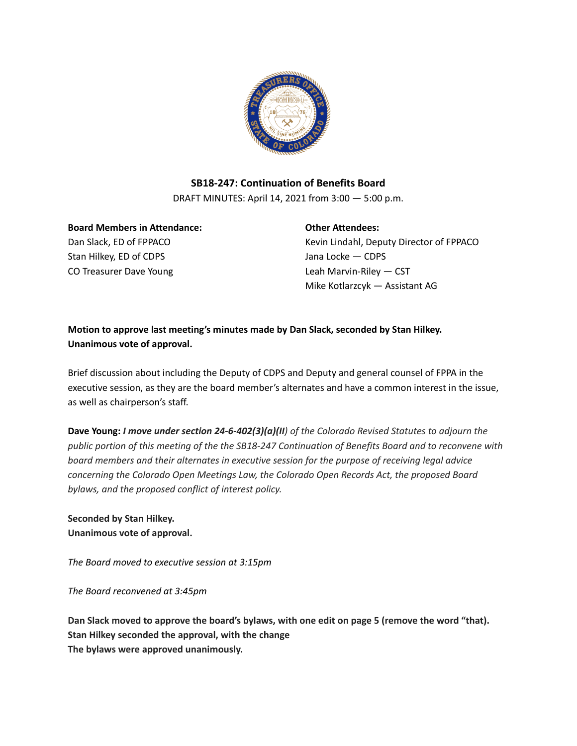## SB18-247: Continuation of Benefits Board

DRAFT MINUTES: April 14, 2021 from 3:00 — 5:00 p.m.

**Board Members in Attendance:**
Dan Slack, ED of FPPACO
Stan Hilkey, ED of CDPS
CO Treasurer Dave Young

**Other Attendees:**
Kevin Lindahl, Deputy Director of FPPACO
Jana Locke — CDPS
Leah Marvin-Riley — CST
Mike Kotlarzcyk — Assistant AG

**Motion to approve last meeting's minutes made by Dan Slack, seconded by Stan Hilkey. Unanimous vote of approval.**

Brief discussion about including the Deputy of CDPS and Deputy and general counsel of FPPA in the executive session, as they are the board member's alternates and have a common interest in the issue, as well as chairperson's staff.

**Dave Young:** ***I move under section 24-6-402(3)(a)(II****) of the Colorado Revised Statutes to adjourn the public portion of this meeting of the the SB18-247 Continuation of Benefits Board and to reconvene with board members and their alternates in executive session for the purpose of receiving legal advice concerning the Colorado Open Meetings Law, the Colorado Open Records Act, the proposed Board bylaws, and the proposed conflict of interest policy.*

**Seconded by Stan Hilkey.**
**Unanimous vote of approval.**

*The Board moved to executive session at 3:15pm*

*The Board reconvened at 3:45pm*

**Dan Slack moved to approve the board's bylaws, with one edit on page 5 (remove the word "that).**
**Stan Hilkey seconded the approval, with the change**
**The bylaws were approved unanimously.**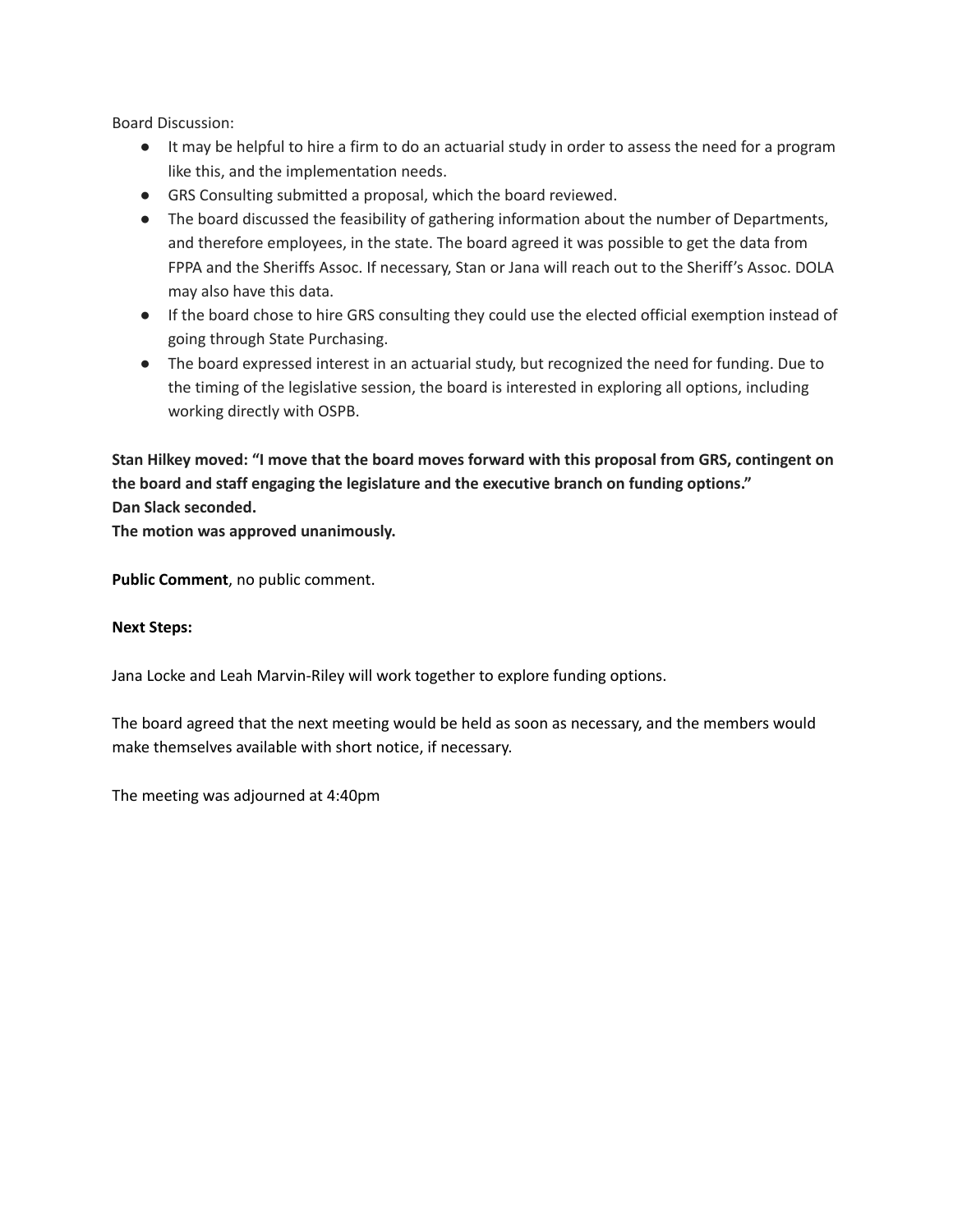Board Discussion:

- It may be helpful to hire a firm to do an actuarial study in order to assess the need for a program like this, and the implementation needs.
- GRS Consulting submitted a proposal, which the board reviewed.
- The board discussed the feasibility of gathering information about the number of Departments, and therefore employees, in the state. The board agreed it was possible to get the data from FPPA and the Sheriffs Assoc. If necessary, Stan or Jana will reach out to the Sheriff's Assoc. DOLA may also have this data.
- If the board chose to hire GRS consulting they could use the elected official exemption instead of going through State Purchasing.
- The board expressed interest in an actuarial study, but recognized the need for funding. Due to the timing of the legislative session, the board is interested in exploring all options, including working directly with OSPB.

**Stan Hilkey moved: "I move that the board moves forward with this proposal from GRS, contingent on the board and staff engaging the legislature and the executive branch on funding options."**
**Dan Slack seconded.**
**The motion was approved unanimously.**

**Public Comment**, no public comment.

**Next Steps:**

Jana Locke and Leah Marvin-Riley will work together to explore funding options.

The board agreed that the next meeting would be held as soon as necessary, and the members would make themselves available with short notice, if necessary.

The meeting was adjourned at 4:40pm